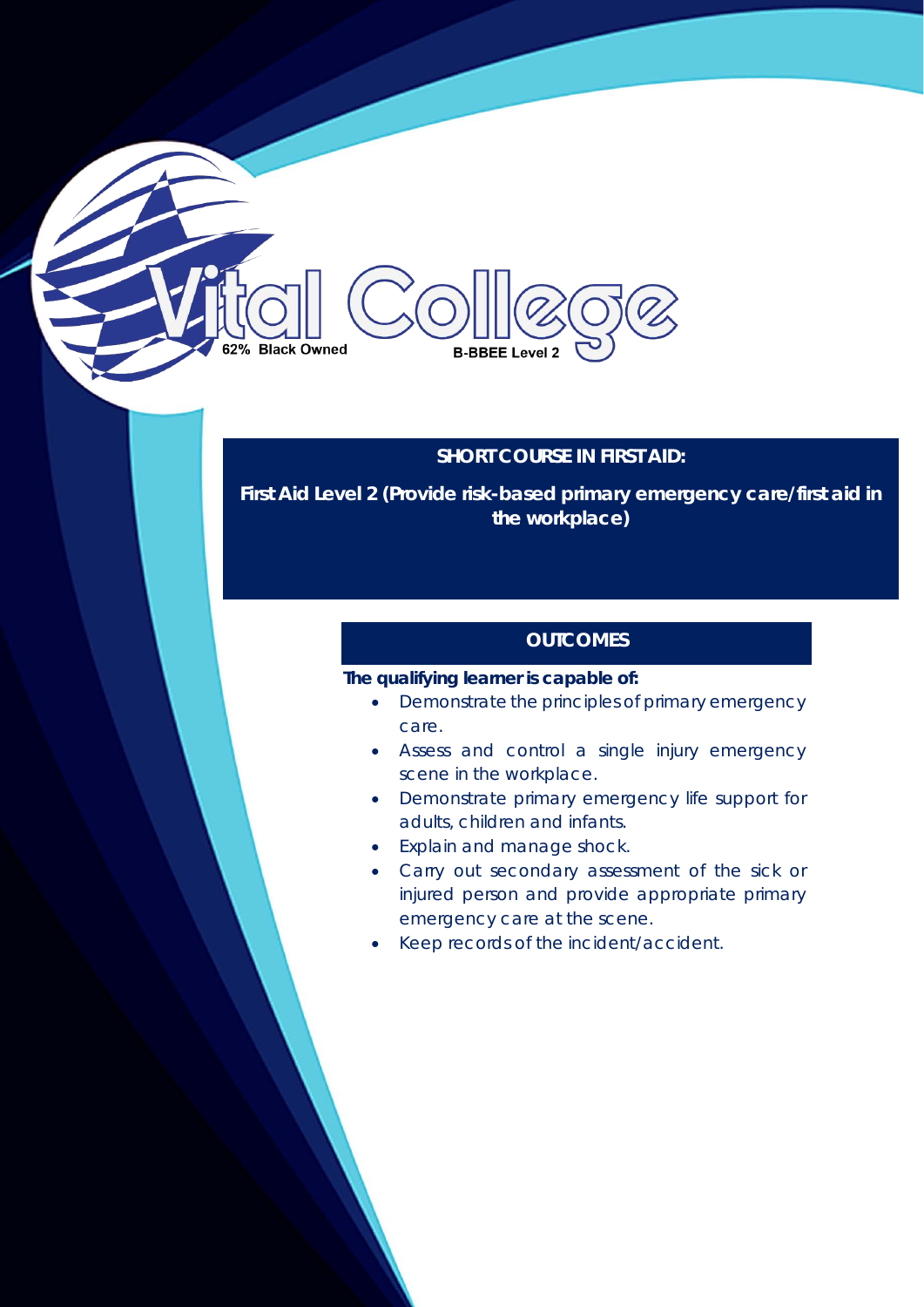Vital College

62% Black Owned

B-BBEE Level 2

## SHORT COURSE IN FIRST AID:

**First Aid Level 2 (Provide risk-based primary emergency care/first aid in the workplace)**

### OUTCOMES

**The qualifying learner is capable of:**

- Demonstrate the principles of primary emergency care.
- Assess and control a single injury emergency scene in the workplace.
- Demonstrate primary emergency life support for adults, children and infants.
- Explain and manage shock.
- Carry out secondary assessment of the sick or injured person and provide appropriate primary emergency care at the scene.
- Keep records of the incident/accident.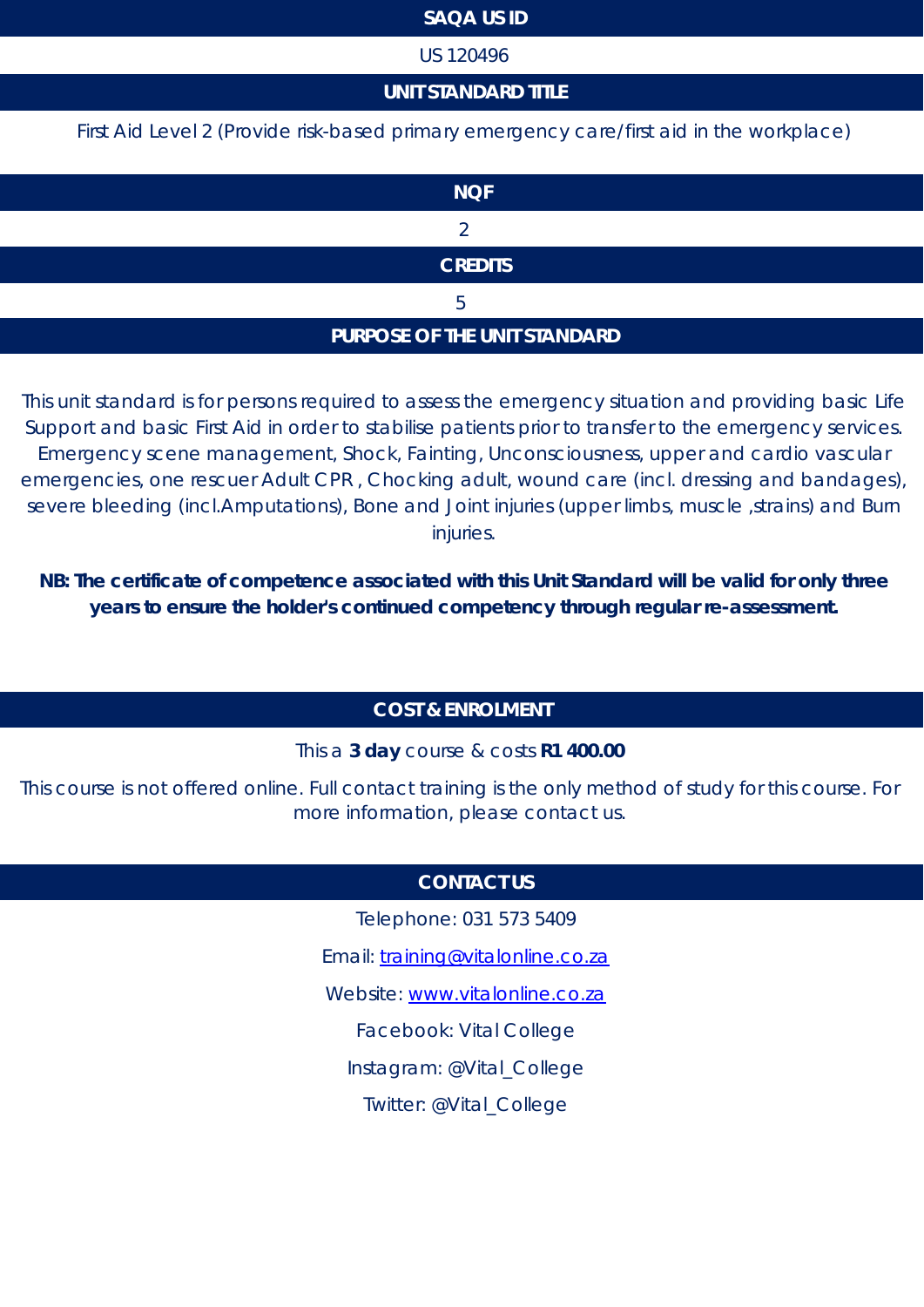## SAQA US ID

US 120496

## UNIT STANDARD TITLE

First Aid Level 2 (Provide risk-based primary emergency care/first aid in the workplace)

## NQF

2

## CREDITS

5

## PURPOSE OF THE UNIT STANDARD

This unit standard is for persons required to assess the emergency situation and providing basic Life Support and basic First Aid in order to stabilise patients prior to transfer to the emergency services. Emergency scene management, Shock, Fainting, Unconsciousness, upper and cardio vascular emergencies, one rescuer Adult CPR , Chocking adult, wound care (incl. dressing and bandages), severe bleeding (incl.Amputations), Bone and Joint injuries (upper limbs, muscle ,strains) and Burn injuries.

**NB: The certificate of competence associated with this Unit Standard will be valid for only three years to ensure the holder's continued competency through regular re-assessment.**

## COST & ENROLMENT

This a **3 day** course & costs **R1 400.00**

This course is not offered online. Full contact training is the only method of study for this course. For more information, please contact us.

## CONTACT US

Telephone: 031 573 5409

Email: [training@vitalonline.co.za](mailto:training@vitalonline.co.za)

Website: [www.vitalonline.co.za](http://www.vitalonline.co.za)

Facebook: Vital College

Instagram: @Vital_College

Twitter: @Vital_College